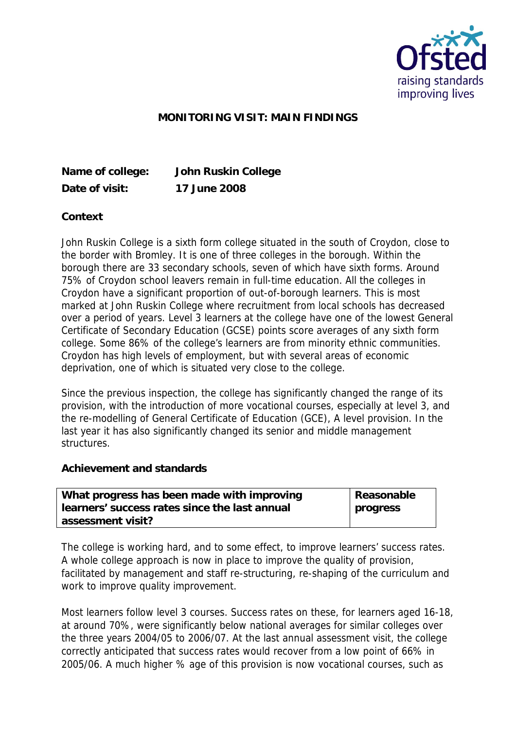**MONITORING VISIT: MAIN FINDINGS**

**Name of college:** **John Ruskin College**
**Date of visit:** **17 June 2008**

**Context**

John Ruskin College is a sixth form college situated in the south of Croydon, close to the border with Bromley. It is one of three colleges in the borough. Within the borough there are 33 secondary schools, seven of which have sixth forms. Around 75% of Croydon school leavers remain in full-time education. All the colleges in Croydon have a significant proportion of out-of-borough learners. This is most marked at John Ruskin College where recruitment from local schools has decreased over a period of years. Level 3 learners at the college have one of the lowest General Certificate of Secondary Education (GCSE) points score averages of any sixth form college. Some 86% of the college's learners are from minority ethnic communities. Croydon has high levels of employment, but with several areas of economic deprivation, one of which is situated very close to the college.

Since the previous inspection, the college has significantly changed the range of its provision, with the introduction of more vocational courses, especially at level 3, and the re-modelling of General Certificate of Education (GCE), A level provision. In the last year it has also significantly changed its senior and middle management structures.

**Achievement and standards**

| **What progress has been made with improving learners' success rates since the last annual assessment visit?** | **Reasonable progress** |
|---|---|

The college is working hard, and to some effect, to improve learners' success rates. A whole college approach is now in place to improve the quality of provision, facilitated by management and staff re-structuring, re-shaping of the curriculum and work to improve quality improvement.

Most learners follow level 3 courses. Success rates on these, for learners aged 16-18, at around 70%, were significantly below national averages for similar colleges over the three years 2004/05 to 2006/07. At the last annual assessment visit, the college correctly anticipated that success rates would recover from a low point of 66% in 2005/06. A much higher % age of this provision is now vocational courses, such as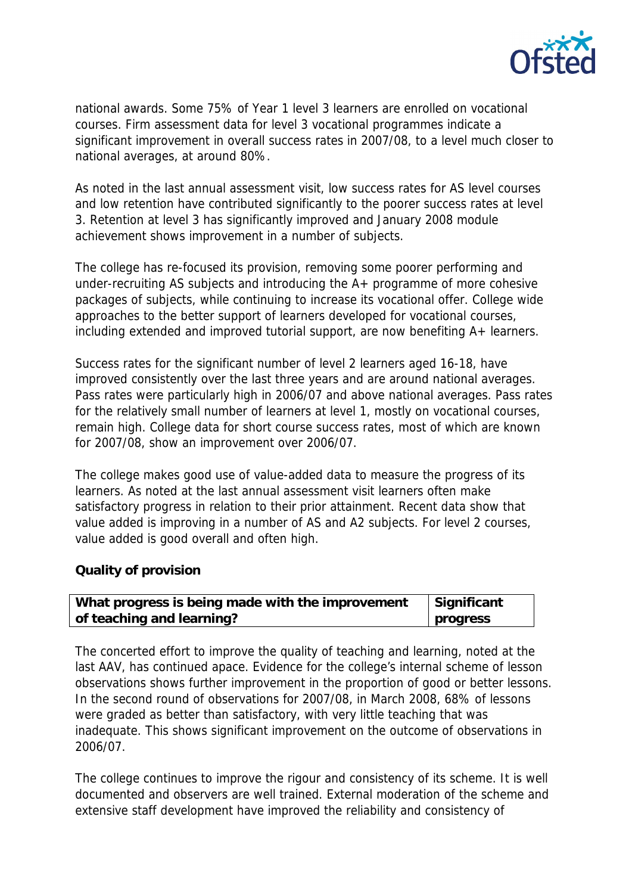national awards. Some 75% of Year 1 level 3 learners are enrolled on vocational courses. Firm assessment data for level 3 vocational programmes indicate a significant improvement in overall success rates in 2007/08, to a level much closer to national averages, at around 80%.

As noted in the last annual assessment visit, low success rates for AS level courses and low retention have contributed significantly to the poorer success rates at level 3. Retention at level 3 has significantly improved and January 2008 module achievement shows improvement in a number of subjects.

The college has re-focused its provision, removing some poorer performing and under-recruiting AS subjects and introducing the A+ programme of more cohesive packages of subjects, while continuing to increase its vocational offer. College wide approaches to the better support of learners developed for vocational courses, including extended and improved tutorial support, are now benefiting A+ learners.

Success rates for the significant number of level 2 learners aged 16-18, have improved consistently over the last three years and are around national averages. Pass rates were particularly high in 2006/07 and above national averages. Pass rates for the relatively small number of learners at level 1, mostly on vocational courses, remain high. College data for short course success rates, most of which are known for 2007/08, show an improvement over 2006/07.

The college makes good use of value-added data to measure the progress of its learners. As noted at the last annual assessment visit learners often make satisfactory progress in relation to their prior attainment. Recent data show that value added is improving in a number of AS and A2 subjects. For level 2 courses, value added is good overall and often high.

**Quality of provision**

| **What progress is being made with the improvement of teaching and learning?** | **Significant progress** |
|---|---|

The concerted effort to improve the quality of teaching and learning, noted at the last AAV, has continued apace. Evidence for the college's internal scheme of lesson observations shows further improvement in the proportion of good or better lessons. In the second round of observations for 2007/08, in March 2008, 68% of lessons were graded as better than satisfactory, with very little teaching that was inadequate. This shows significant improvement on the outcome of observations in 2006/07.

The college continues to improve the rigour and consistency of its scheme. It is well documented and observers are well trained. External moderation of the scheme and extensive staff development have improved the reliability and consistency of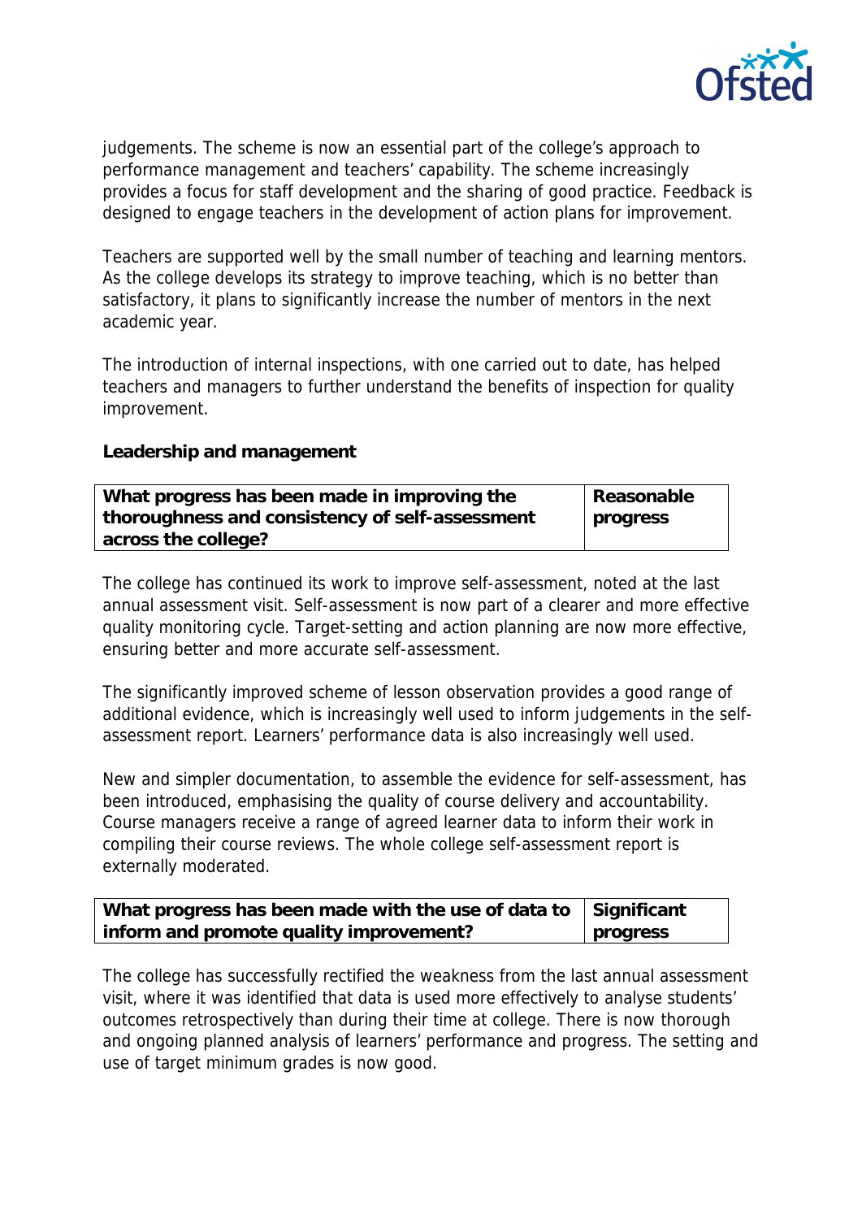judgements. The scheme is now an essential part of the college's approach to performance management and teachers' capability. The scheme increasingly provides a focus for staff development and the sharing of good practice. Feedback is designed to engage teachers in the development of action plans for improvement.

Teachers are supported well by the small number of teaching and learning mentors. As the college develops its strategy to improve teaching, which is no better than satisfactory, it plans to significantly increase the number of mentors in the next academic year.

The introduction of internal inspections, with one carried out to date, has helped teachers and managers to further understand the benefits of inspection for quality improvement.

**Leadership and management**

| What progress has been made in improving the thoroughness and consistency of self-assessment across the college? | Reasonable progress |
|---|---|

The college has continued its work to improve self-assessment, noted at the last annual assessment visit. Self-assessment is now part of a clearer and more effective quality monitoring cycle. Target-setting and action planning are now more effective, ensuring better and more accurate self-assessment.

The significantly improved scheme of lesson observation provides a good range of additional evidence, which is increasingly well used to inform judgements in the self-assessment report. Learners' performance data is also increasingly well used.

New and simpler documentation, to assemble the evidence for self-assessment, has been introduced, emphasising the quality of course delivery and accountability. Course managers receive a range of agreed learner data to inform their work in compiling their course reviews. The whole college self-assessment report is externally moderated.

| What progress has been made with the use of data to inform and promote quality improvement? | Significant progress |
|---|---|

The college has successfully rectified the weakness from the last annual assessment visit, where it was identified that data is used more effectively to analyse students' outcomes retrospectively than during their time at college. There is now thorough and ongoing planned analysis of learners' performance and progress. The setting and use of target minimum grades is now good.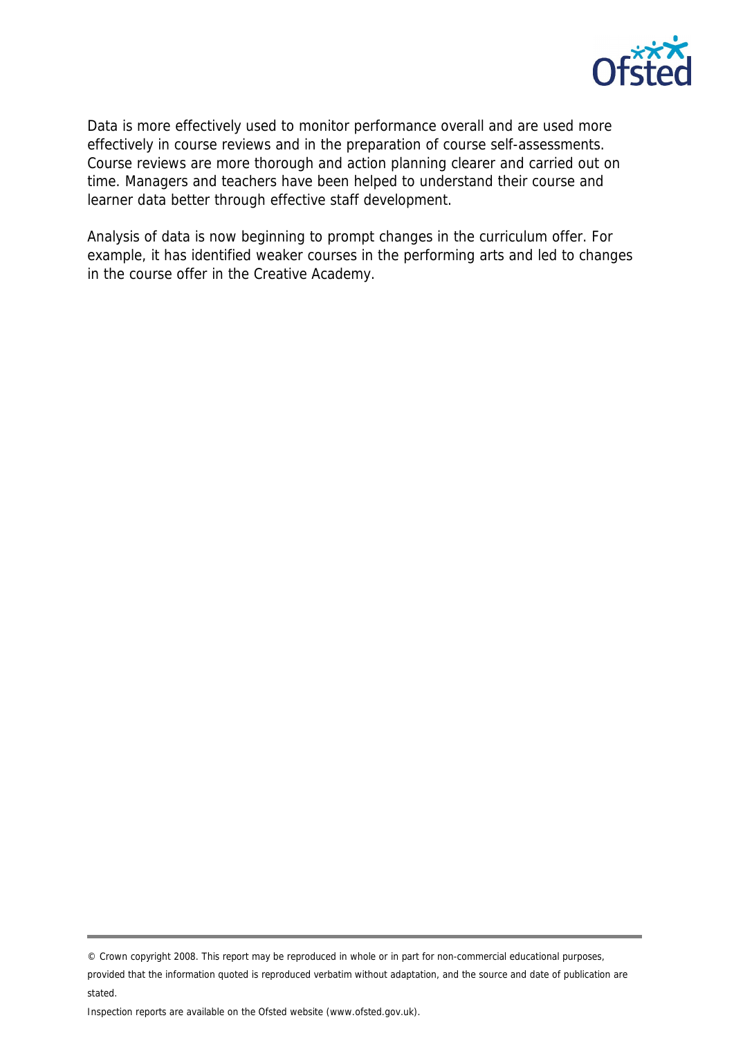Data is more effectively used to monitor performance overall and are used more effectively in course reviews and in the preparation of course self-assessments. Course reviews are more thorough and action planning clearer and carried out on time. Managers and teachers have been helped to understand their course and learner data better through effective staff development.

Analysis of data is now beginning to prompt changes in the curriculum offer. For example, it has identified weaker courses in the performing arts and led to changes in the course offer in the Creative Academy.

---

© Crown copyright 2008. This report may be reproduced in whole or in part for non-commercial educational purposes, provided that the information quoted is reproduced verbatim without adaptation, and the source and date of publication are stated.

Inspection reports are available on the Ofsted website (www.ofsted.gov.uk).